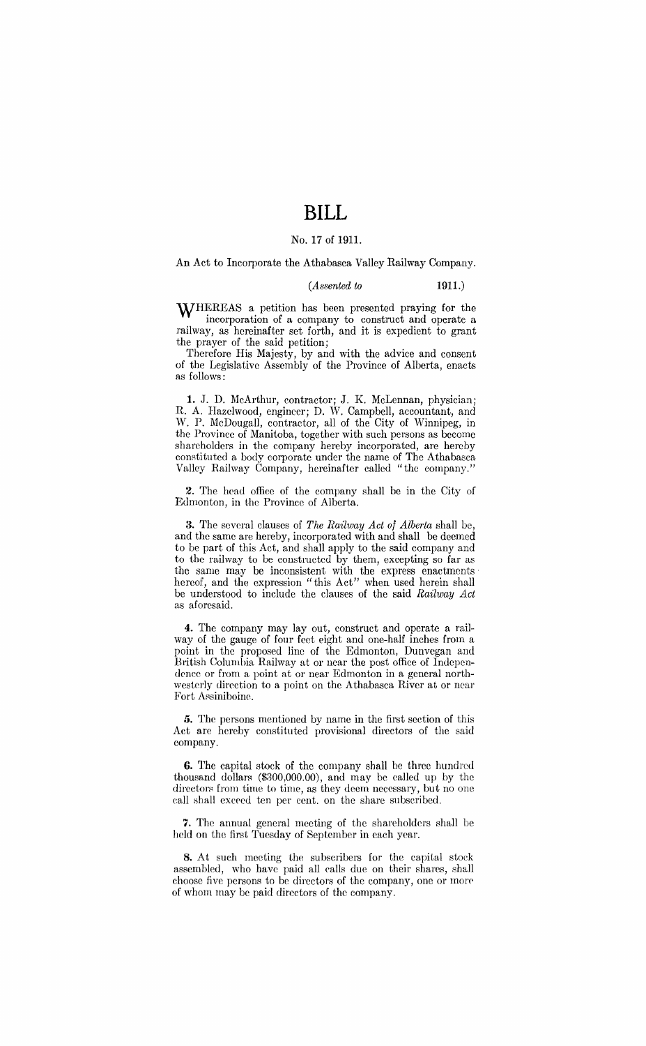# BILL

No. 17 of 1911.

An Act to Incorporate the Athabasca Valley Railway Company.

(*Assented to* 1911.)

WHEREAS a petition has been presented praying for the incorporation of a company to construct and operate a railway, as hereinafter set forth, and it is expedient to grant the prayer of the said petition;

Therefore His Majesty, by and with the advice and consent of the Legislative Assembly of the Province of Alberta, enacts as follows:

**1.** J. D. McArthur, contractor; J. K. McLennan, physician; R. A. Hazelwood, engineer; D. W. Campbell, accountant, and W. P. McDougall, contractor, all of the City of Winnipeg, in the Province of Manitoba, together with such persons as become shareholders in the company hereby incorporated, are hereby constituted a body corporate under the name of The Athabasca Valley Railway Company, hereinafter called "the company."

**2.** The head office of the company shall be in the City of Edmonton, in the Province of Alberta.

**3.** The several clauses of *The Railway Act of Alberta* shall be, and the same are hereby, incorporated with and shall be deemed to be part of this Act, and shall apply to the said company and to the railway to be constructed by them, excepting so far as the same may be inconsistent with the express enactments hereof, and the expression "this Act" when used herein shall be understood to include the clauses of the said *Railway Act* as aforesaid.

**4.** The company may lay out, construct and operate a railway of the gauge of four feet eight and one-half inches from a point in the proposed line of the Edmonton, Dunvegan and British Columbia Railway at or near the post office of Independence or from a point at or near Edmonton in a general northwesterly direction to a point on the Athabasca River at or near Fort Assiniboine.

**5.** The persons mentioned by name in the first section of this Act are hereby constituted provisional directors of the said company.

**6.** The capital stock of the company shall be three hundred thousand dollars ($300,000.00), and may be called up by the directors from time to time, as they deem necessary, but no one call shall exceed ten per cent. on the share subscribed.

**7.** The annual general meeting of the shareholders shall be held on the first Tuesday of September in each year.

**8.** At such meeting the subscribers for the capital stock assembled, who have paid all calls due on their shares, shall choose five persons to be directors of the company, one or more of whom may be paid directors of the company.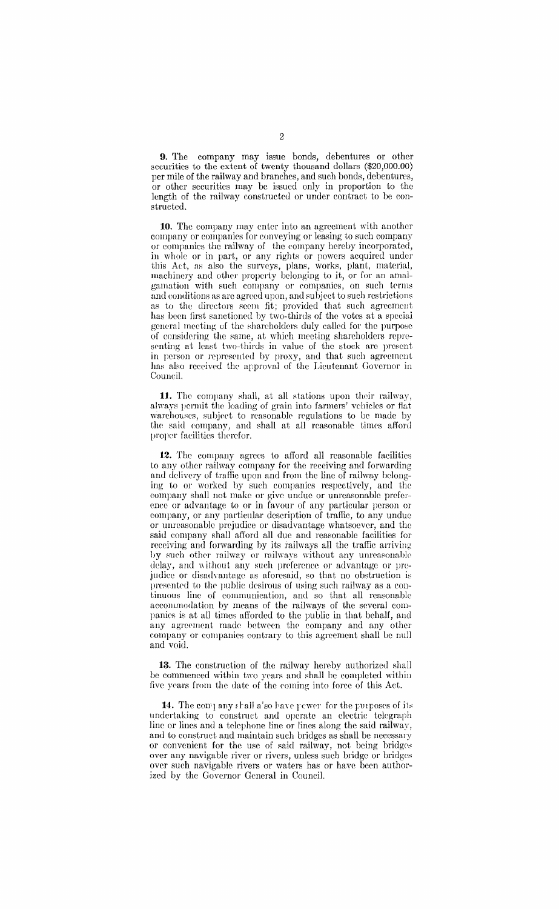**9.** The company may issue bonds, debentures or other securities to the extent of twenty thousand dollars ($20,000.00) per mile of the railway and branches, and such bonds, debentures, or other securities may be issued only in proportion to the length of the railway constructed or under contract to be constructed.

**10.** The company may enter into an agreement with another company or companies for conveying or leasing to such company or companies the railway of the company hereby incorporated, in whole or in part, or any rights or powers acquired under this Act, as also the surveys, plans, works, plant, material, machinery and other property belonging to it, or for an amalgamation with such company or companies, on such terms and conditions as are agreed upon, and subject to such restrictions as to the directors seem fit; provided that such agreement has been first sanctioned by two-thirds of the votes at a special general meeting of the shareholders duly called for the purpose of considering the same, at which meeting shareholders representing at least two-thirds in value of the stock are present in person or represented by proxy, and that such agreement has also received the approval of the Lieutenant Governor in Council.

**11.** The company shall, at all stations upon their railway, always permit the loading of grain into farmers' vehicles or flat warehouses, subject to reasonable regulations to be made by the said company, and shall at all reasonable times afford proper facilities therefor.

**12.** The company agrees to afford all reasonable facilities to any other railway company for the receiving and forwarding and delivery of traffic upon and from the line of railway belonging to or worked by such companies respectively, and the company shall not make or give undue or unreasonable preference or advantage to or in favour of any particular person or company, or any particular description of traffic, to any undue or unreasonable prejudice or disadvantage whatsoever, and the said company shall afford all due and reasonable facilities for receiving and forwarding by its railways all the traffic arriving by such other railway or railways without any unreasonable delay, and without any such preference or advantage or prejudice or disadvantage as aforesaid, so that no obstruction is presented to the public desirous of using such railway as a continuous line of communication, and so that all reasonable accommodation by means of the railways of the several companies is at all times afforded to the public in that behalf, and any agreement made between the company and any other company or companies contrary to this agreement shall be null and void.

**13.** The construction of the railway hereby authorized shall be commenced within two years and shall be completed within five years from the date of the coming into force of this Act.

**14.** The company shall also have power for the purposes of its undertaking to construct and operate an electric telegraph line or lines and a telephone line or lines along the said railway, and to construct and maintain such bridges as shall be necessary or convenient for the use of said railway, not being bridges over any navigable river or rivers, unless such bridge or bridges over such navigable rivers or waters has or have been authorized by the Governor General in Council.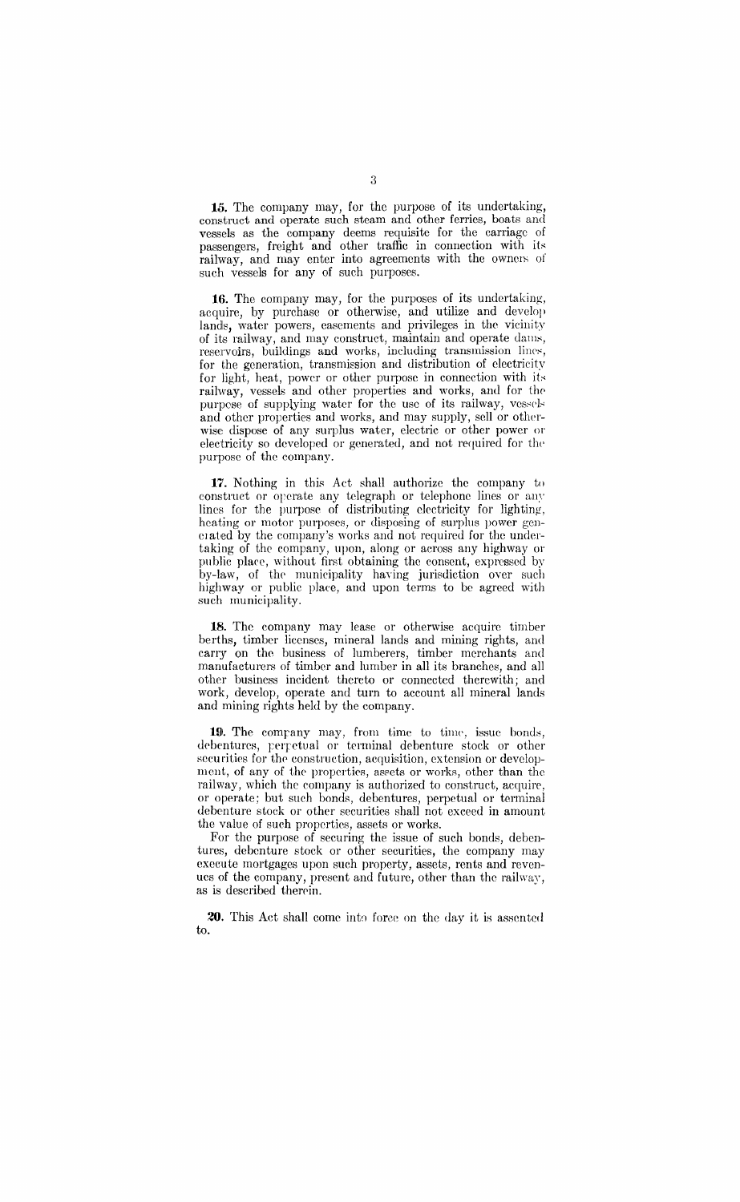**15.** The company may, for the purpose of its undertaking, construct and operate such steam and other ferries, boats and vessels as the company deems requisite for the carriage of passengers, freight and other traffic in connection with its railway, and may enter into agreements with the owners of such vessels for any of such purposes.

**16.** The company may, for the purposes of its undertaking, acquire, by purchase or otherwise, and utilize and develop lands, water powers, easements and privileges in the vicinity of its railway, and may construct, maintain and operate dams, reservoirs, buildings and works, including transmission lines, for the generation, transmission and distribution of electricity for light, heat, power or other purpose in connection with its railway, vessels and other properties and works, and for the purpose of supplying water for the use of its railway, vessels and other properties and works, and may supply, sell or otherwise dispose of any surplus water, electric or other power or electricity so developed or generated, and not required for the purpose of the company.

**17.** Nothing in this Act shall authorize the company to construct or operate any telegraph or telephone lines or any lines for the purpose of distributing electricity for lighting, heating or motor purposes, or disposing of surplus power generated by the company's works and not required for the undertaking of the company, upon, along or across any highway or public place, without first obtaining the consent, expressed by by-law, of the municipality having jurisdiction over such highway or public place, and upon terms to be agreed with such municipality.

**18.** The company may lease or otherwise acquire timber berths, timber licenses, mineral lands and mining rights, and carry on the business of lumberers, timber merchants and manufacturers of timber and lumber in all its branches, and all other business incident thereto or connected therewith; and work, develop, operate and turn to account all mineral lands and mining rights held by the company.

**19.** The company may, from time to time, issue bonds, debentures, perpetual or terminal debenture stock or other securities for the construction, acquisition, extension or development, of any of the properties, assets or works, other than the railway, which the company is authorized to construct, acquire, or operate; but such bonds, debentures, perpetual or terminal debenture stock or other securities shall not exceed in amount the value of such properties, assets or works.

For the purpose of securing the issue of such bonds, debentures, debenture stock or other securities, the company may execute mortgages upon such property, assets, rents and revenues of the company, present and future, other than the railway, as is described therein.

**20.** This Act shall come into force on the day it is assented to.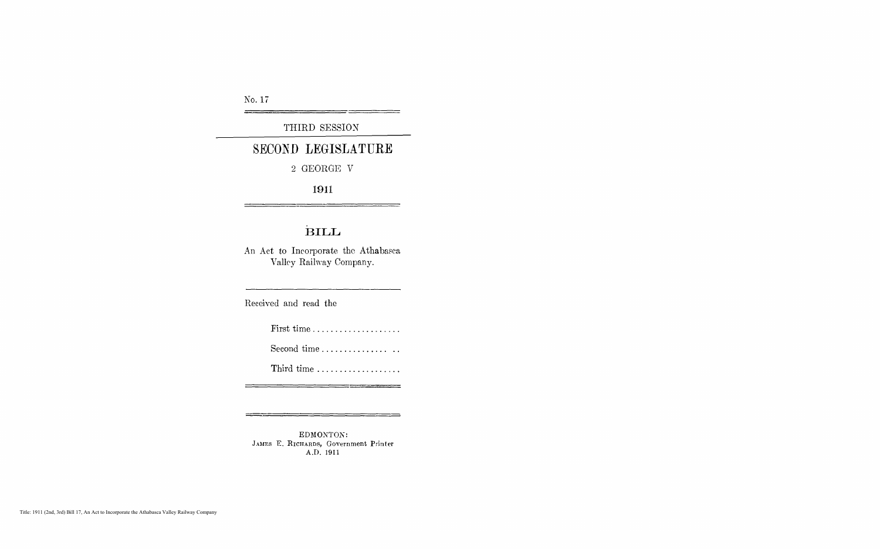No. 17

THIRD SESSION

# SECOND LEGISLATURE

2 GEORGE V

1911

## BILL

An Act to Incorporate the Athabasca Valley Railway Company.

Received and read the

First time....................

Second time............... ..

Third time ..................

EDMONTON:
JAMES E. RICHARDS, Government Printer
A.D. 1911

Title: 1911 (2nd, 3rd) Bill 17, An Act to Incorporate the Athabasca Valley Railway Company